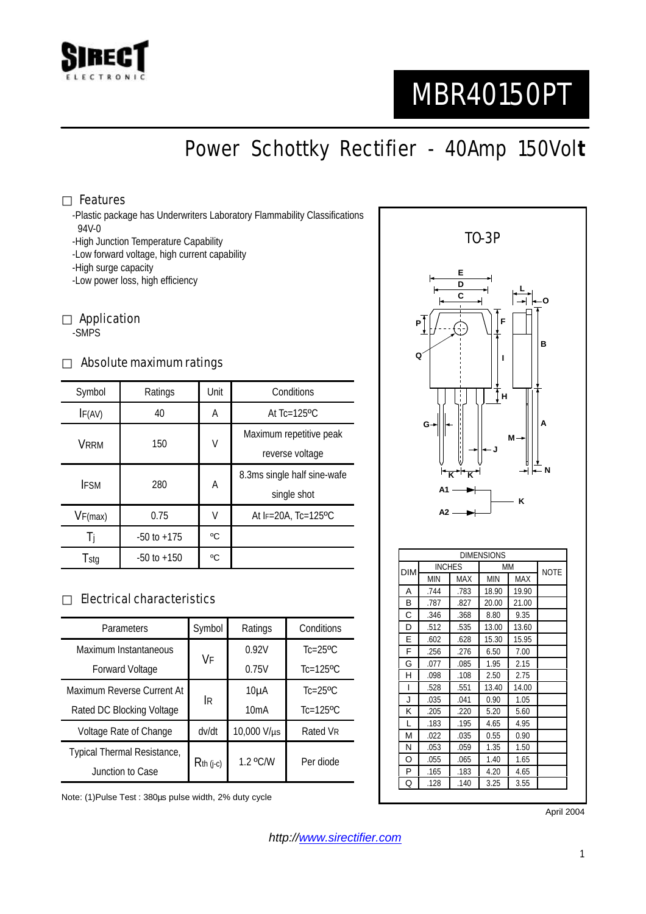SIRECT ELECTRONIC

# MBR40150PT

## Power Schottky Rectifier - 40Amp 150Volt

### Features

- -Plastic package has Underwriters Laboratory Flammability Classifications 94V-0
- -High Junction Temperature Capability
- -Low forward voltage, high current capability
- -High surge capacity
- -Low power loss, high efficiency

### Application

-SMPS

### Absolute maximum ratings

| Symbol | Ratings | Unit | Conditions |
|---|---|---|---|
| $I_{F(AV)}$ | 40 | A | At Tc=125ºC |
| $V_{RRM}$ | 150 | V | Maximum repetitive peak reverse voltage |
| $I_{FSM}$ | 280 | A | 8.3ms single half sine-wafe single shot |
| $V_{F(max)}$ | 0.75 | V | At $I_F$=20A, Tc=125ºC |
| $T_j$ | -50 to +175 | ºC | |
| $T_{stg}$ | -50 to +150 | ºC | |

### Electrical characteristics

| Parameters | Symbol | Ratings | Conditions |
|---|---|---|---|
| Maximum Instantaneous Forward Voltage | $V_F$ | 0.92V | Tc=25ºC |
| | | 0.75V | Tc=125ºC |
| Maximum Reverse Current At Rated DC Blocking Voltage | $I_R$ | 10µA | Tc=25ºC |
| | | 10mA | Tc=125ºC |
| Voltage Rate of Change | dv/dt | 10,000 V/µs | Rated $V_R$ |
| Typical Thermal Resistance, Junction to Case | $R_{th\ (j-c)}$ | 1.2 ºC/W | Per diode |

Note: (1)Pulse Test : 380µs pulse width, 2% duty cycle

TO-3P

| DIM | INCHES MIN | INCHES MAX | MM MIN | MM MAX | NOTE |
|---|---|---|---|---|---|
| A | .744 | .783 | 18.90 | 19.90 | |
| B | .787 | .827 | 20.00 | 21.00 | |
| C | .346 | .368 | 8.80 | 9.35 | |
| D | .512 | .535 | 13.00 | 13.60 | |
| E | .602 | .628 | 15.30 | 15.95 | |
| F | .256 | .276 | 6.50 | 7.00 | |
| G | .077 | .085 | 1.95 | 2.15 | |
| H | .098 | .108 | 2.50 | 2.75 | |
| I | .528 | .551 | 13.40 | 14.00 | |
| J | .035 | .041 | 0.90 | 1.05 | |
| K | .205 | .220 | 5.20 | 5.60 | |
| L | .183 | .195 | 4.65 | 4.95 | |
| M | .022 | .035 | 0.55 | 0.90 | |
| N | .053 | .059 | 1.35 | 1.50 | |
| O | .055 | .065 | 1.40 | 1.65 | |
| P | .165 | .183 | 4.20 | 4.65 | |
| Q | .128 | .140 | 3.25 | 3.55 | |

April 2004

http://www.sirectifier.com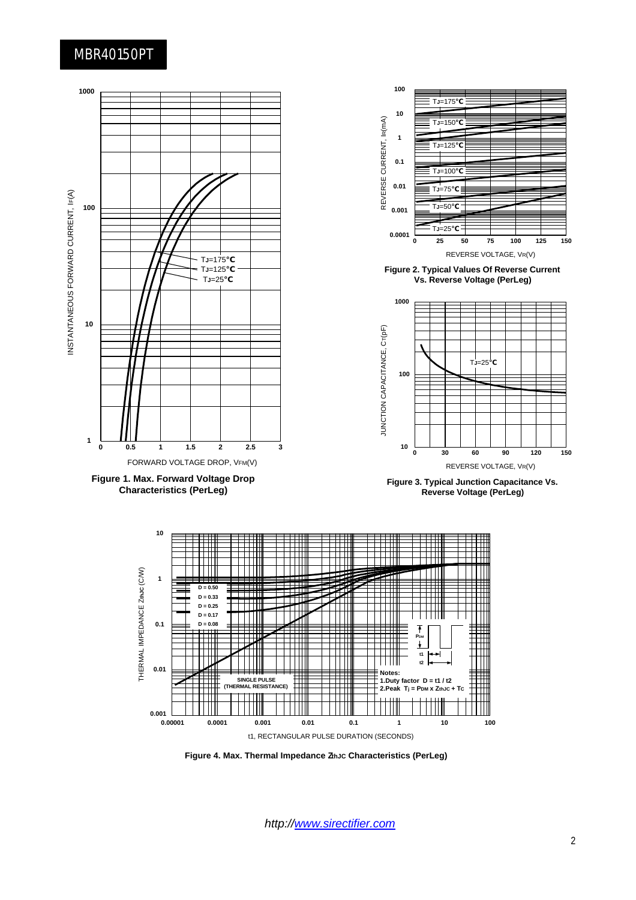MBR40150PT

Figure 1. Max. Forward Voltage Drop Characteristics (PerLeg)

Figure 2. Typical Values Of Reverse Current Vs. Reverse Voltage (PerLeg)

Figure 3. Typical Junction Capacitance Vs. Reverse Voltage (PerLeg)

Figure 4. Max. Thermal Impedance $Z_{thJC}$ Characteristics (PerLeg)

*http://www.sirectifier.com*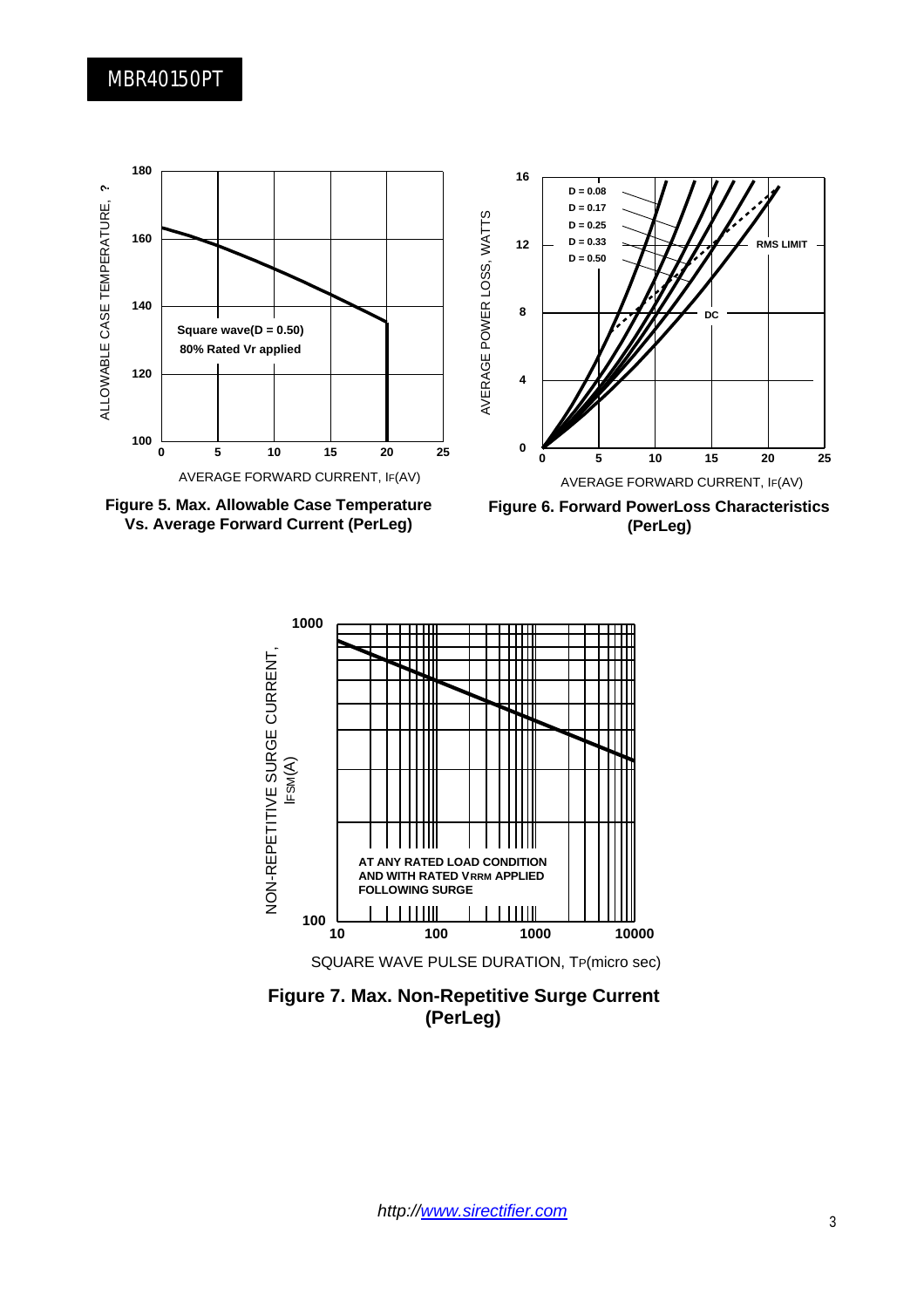Square wave(D = 0.50)
80% Rated Vr applied

ALLOWABLE CASE TEMPERATURE, ?

180
160
140
120
100

0 5 10 15 20 25

AVERAGE FORWARD CURRENT, IF(AV)

**Figure 5. Max. Allowable Case Temperature Vs. Average Forward Current (PerLeg)**

D = 0.08
D = 0.17
D = 0.25
D = 0.33
D = 0.50
RMS LIMIT
DC

AVERAGE POWER LOSS, WATTS

16
12
8
4
0

0 5 10 15 20 25

AVERAGE FORWARD CURRENT, IF(AV)

**Figure 6. Forward PowerLoss Characteristics (PerLeg)**

AT ANY RATED LOAD CONDITION
AND WITH RATED VRRM APPLIED
FOLLOWING SURGE

NON-REPETITIVE SURGE CURRENT, IFSM(A)

1000
100

10 100 1000 10000

SQUARE WAVE PULSE DURATION, TP(micro sec)

**Figure 7. Max. Non-Repetitive Surge Current (PerLeg)**

*http://www.sirectifier.com*